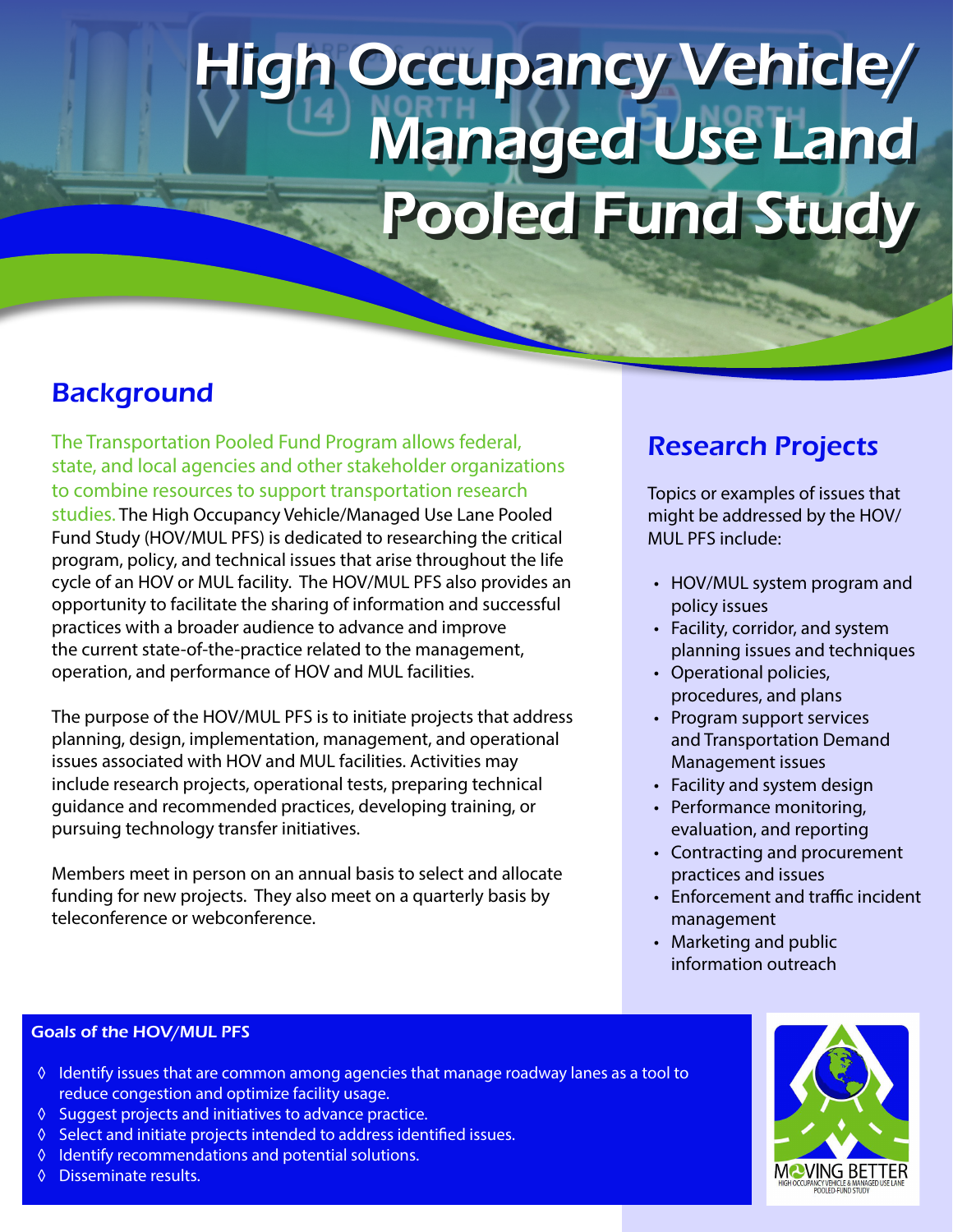# High Occupancy Vehicle/ Managed Use Land Pooled Fund Study

## Background

The Transportation Pooled Fund Program allows federal, state, and local agencies and other stakeholder organizations to combine resources to support transportation research studies. The High Occupancy Vehicle/Managed Use Lane Pooled Fund Study (HOV/MUL PFS) is dedicated to researching the critical program, policy, and technical issues that arise throughout the life cycle of an HOV or MUL facility. The HOV/MUL PFS also provides an opportunity to facilitate the sharing of information and successful practices with a broader audience to advance and improve the current state-of-the-practice related to the management, operation, and performance of HOV and MUL facilities.

The purpose of the HOV/MUL PFS is to initiate projects that address planning, design, implementation, management, and operational issues associated with HOV and MUL facilities. Activities may include research projects, operational tests, preparing technical guidance and recommended practices, developing training, or pursuing technology transfer initiatives.

Members meet in person on an annual basis to select and allocate funding for new projects. They also meet on a quarterly basis by teleconference or webconference.

## Research Projects

Topics or examples of issues that might be addressed by the HOV/MUL PFS include:

- HOV/MUL system program and policy issues
- Facility, corridor, and system planning issues and techniques
- Operational policies, procedures, and plans
- Program support services and Transportation Demand Management issues
- Facility and system design
- Performance monitoring, evaluation, and reporting
- Contracting and procurement practices and issues
- Enforcement and traffic incident management
- Marketing and public information outreach

### Goals of the HOV/MUL PFS

- ◊ Identify issues that are common among agencies that manage roadway lanes as a tool to reduce congestion and optimize facility usage.
- ◊ Suggest projects and initiatives to advance practice.
- ◊ Select and initiate projects intended to address identified issues.
- ◊ Identify recommendations and potential solutions.
- ◊ Disseminate results.

MOVING BETTER
HIGH OCCUPANCY VEHICLE & MANAGED USE LANE POOLED-FUND STUDY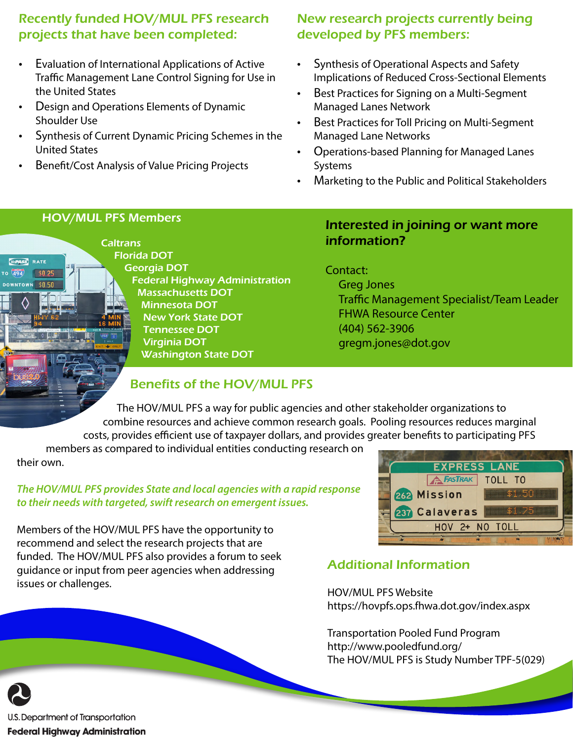## Recently funded HOV/MUL PFS research projects that have been completed:

- Evaluation of International Applications of Active Traffic Management Lane Control Signing for Use in the United States
- Design and Operations Elements of Dynamic Shoulder Use
- Synthesis of Current Dynamic Pricing Schemes in the United States
- Benefit/Cost Analysis of Value Pricing Projects

## New research projects currently being developed by PFS members:

- Synthesis of Operational Aspects and Safety Implications of Reduced Cross-Sectional Elements
- Best Practices for Signing on a Multi-Segment Managed Lanes Network
- Best Practices for Toll Pricing on Multi-Segment Managed Lane Networks
- Operations-based Planning for Managed Lanes Systems
- Marketing to the Public and Political Stakeholders

## HOV/MUL PFS Members

- Caltrans
- Florida DOT
- Georgia DOT
- Federal Highway Administration
- Massachusetts DOT
- Minnesota DOT
- New York State DOT
- Tennessee DOT
- Virginia DOT
- Washington State DOT

## Interested in joining or want more information?

Contact:
Greg Jones
Traffic Management Specialist/Team Leader
FHWA Resource Center
(404) 562-3906
gregm.jones@dot.gov

## Benefits of the HOV/MUL PFS

The HOV/MUL PFS a way for public agencies and other stakeholder organizations to combine resources and achieve common research goals. Pooling resources reduces marginal costs, provides efficient use of taxpayer dollars, and provides greater benefits to participating PFS members as compared to individual entities conducting research on their own.

*The HOV/MUL PFS provides State and local agencies with a rapid response to their needs with targeted, swift research on emergent issues.*

Members of the HOV/MUL PFS have the opportunity to recommend and select the research projects that are funded. The HOV/MUL PFS also provides a forum to seek guidance or input from peer agencies when addressing issues or challenges.

## Additional Information

HOV/MUL PFS Website
https://hovpfs.ops.fhwa.dot.gov/index.aspx

Transportation Pooled Fund Program
http://www.pooledfund.org/
The HOV/MUL PFS is Study Number TPF-5(029)

U.S. Department of Transportation
**Federal Highway Administration**